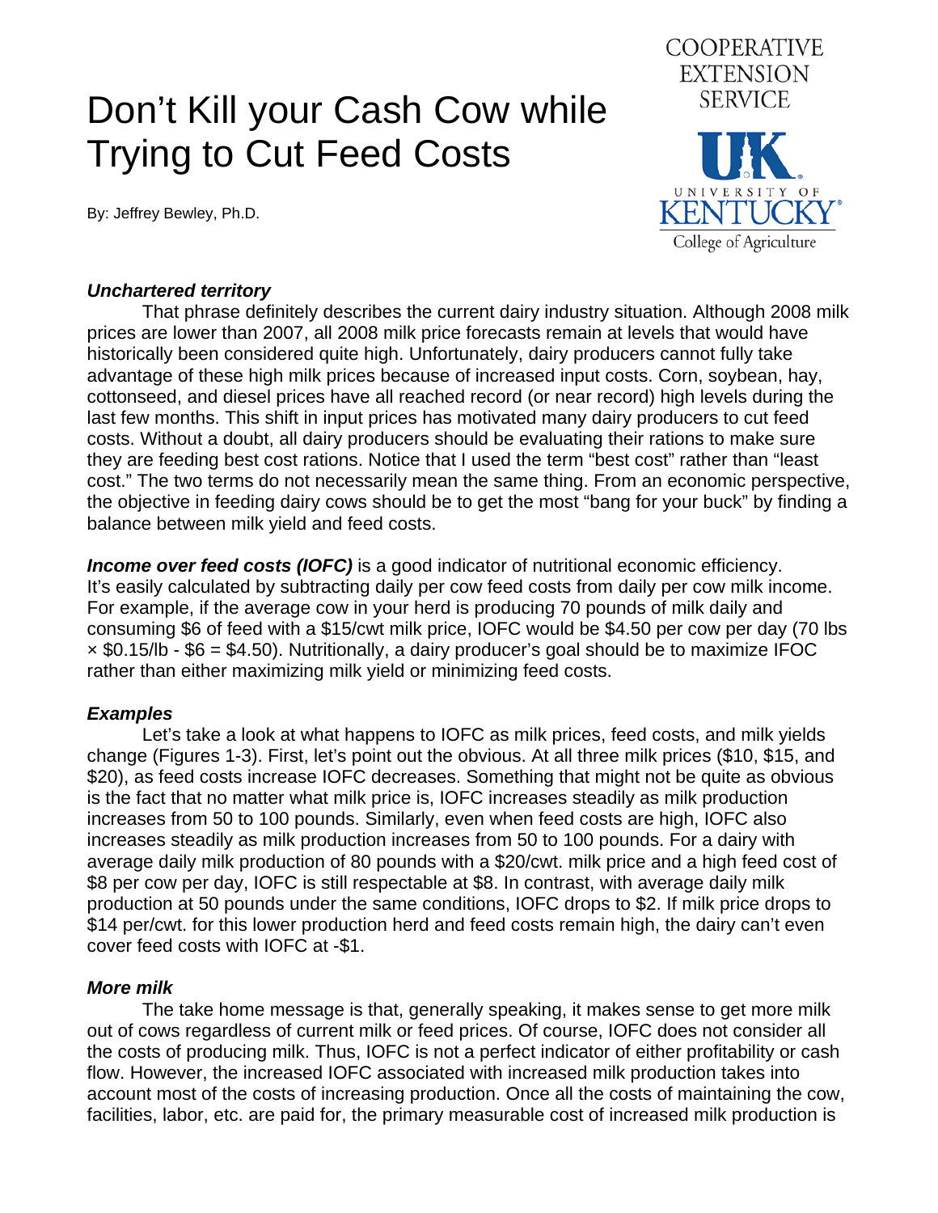# Don't Kill your Cash Cow while Trying to Cut Feed Costs

By: Jeffrey Bewley, Ph.D.

COOPERATIVE EXTENSION SERVICE

UK UNIVERSITY OF KENTUCKY College of Agriculture

### *Unchartered territory*

That phrase definitely describes the current dairy industry situation. Although 2008 milk prices are lower than 2007, all 2008 milk price forecasts remain at levels that would have historically been considered quite high. Unfortunately, dairy producers cannot fully take advantage of these high milk prices because of increased input costs. Corn, soybean, hay, cottonseed, and diesel prices have all reached record (or near record) high levels during the last few months. This shift in input prices has motivated many dairy producers to cut feed costs. Without a doubt, all dairy producers should be evaluating their rations to make sure they are feeding best cost rations. Notice that I used the term "best cost" rather than "least cost." The two terms do not necessarily mean the same thing. From an economic perspective, the objective in feeding dairy cows should be to get the most "bang for your buck" by finding a balance between milk yield and feed costs.

***Income over feed costs (IOFC)*** is a good indicator of nutritional economic efficiency. It's easily calculated by subtracting daily per cow feed costs from daily per cow milk income. For example, if the average cow in your herd is producing 70 pounds of milk daily and consuming $6 of feed with a $15/cwt milk price, IOFC would be $4.50 per cow per day (70 lbs × $0.15/lb - $6 = $4.50). Nutritionally, a dairy producer's goal should be to maximize IFOC rather than either maximizing milk yield or minimizing feed costs.

### *Examples*

Let's take a look at what happens to IOFC as milk prices, feed costs, and milk yields change (Figures 1-3). First, let's point out the obvious. At all three milk prices ($10, $15, and $20), as feed costs increase IOFC decreases. Something that might not be quite as obvious is the fact that no matter what milk price is, IOFC increases steadily as milk production increases from 50 to 100 pounds. Similarly, even when feed costs are high, IOFC also increases steadily as milk production increases from 50 to 100 pounds. For a dairy with average daily milk production of 80 pounds with a $20/cwt. milk price and a high feed cost of $8 per cow per day, IOFC is still respectable at $8. In contrast, with average daily milk production at 50 pounds under the same conditions, IOFC drops to $2. If milk price drops to $14 per/cwt. for this lower production herd and feed costs remain high, the dairy can't even cover feed costs with IOFC at -$1.

### *More milk*

The take home message is that, generally speaking, it makes sense to get more milk out of cows regardless of current milk or feed prices. Of course, IOFC does not consider all the costs of producing milk. Thus, IOFC is not a perfect indicator of either profitability or cash flow. However, the increased IOFC associated with increased milk production takes into account most of the costs of increasing production. Once all the costs of maintaining the cow, facilities, labor, etc. are paid for, the primary measurable cost of increased milk production is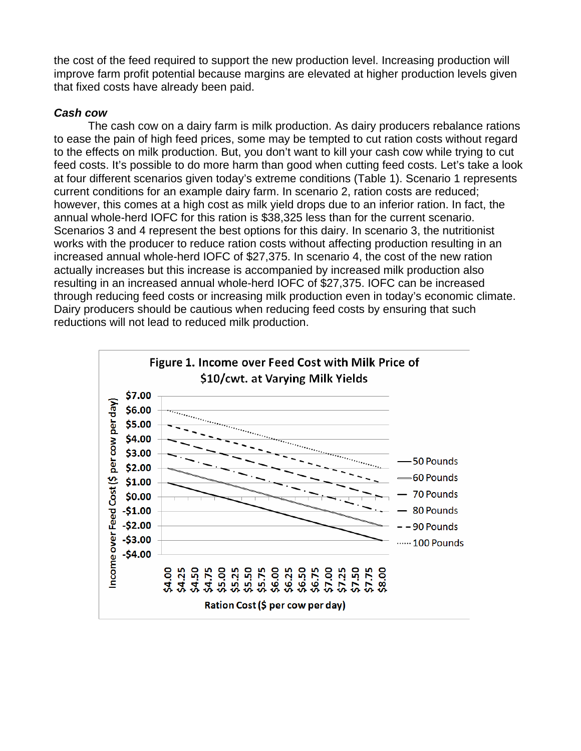the cost of the feed required to support the new production level. Increasing production will improve farm profit potential because margins are elevated at higher production levels given that fixed costs have already been paid.

***Cash cow***

The cash cow on a dairy farm is milk production. As dairy producers rebalance rations to ease the pain of high feed prices, some may be tempted to cut ration costs without regard to the effects on milk production. But, you don't want to kill your cash cow while trying to cut feed costs. It's possible to do more harm than good when cutting feed costs. Let's take a look at four different scenarios given today's extreme conditions (Table 1). Scenario 1 represents current conditions for an example dairy farm. In scenario 2, ration costs are reduced; however, this comes at a high cost as milk yield drops due to an inferior ration. In fact, the annual whole-herd IOFC for this ration is $38,325 less than for the current scenario. Scenarios 3 and 4 represent the best options for this dairy. In scenario 3, the nutritionist works with the producer to reduce ration costs without affecting production resulting in an increased annual whole-herd IOFC of $27,375. In scenario 4, the cost of the new ration actually increases but this increase is accompanied by increased milk production also resulting in an increased annual whole-herd IOFC of $27,375. IOFC can be increased through reducing feed costs or increasing milk production even in today's economic climate. Dairy producers should be cautious when reducing feed costs by ensuring that such reductions will not lead to reduced milk production.

**Figure 1. Income over Feed Cost with Milk Price of $10/cwt. at Varying Milk Yields**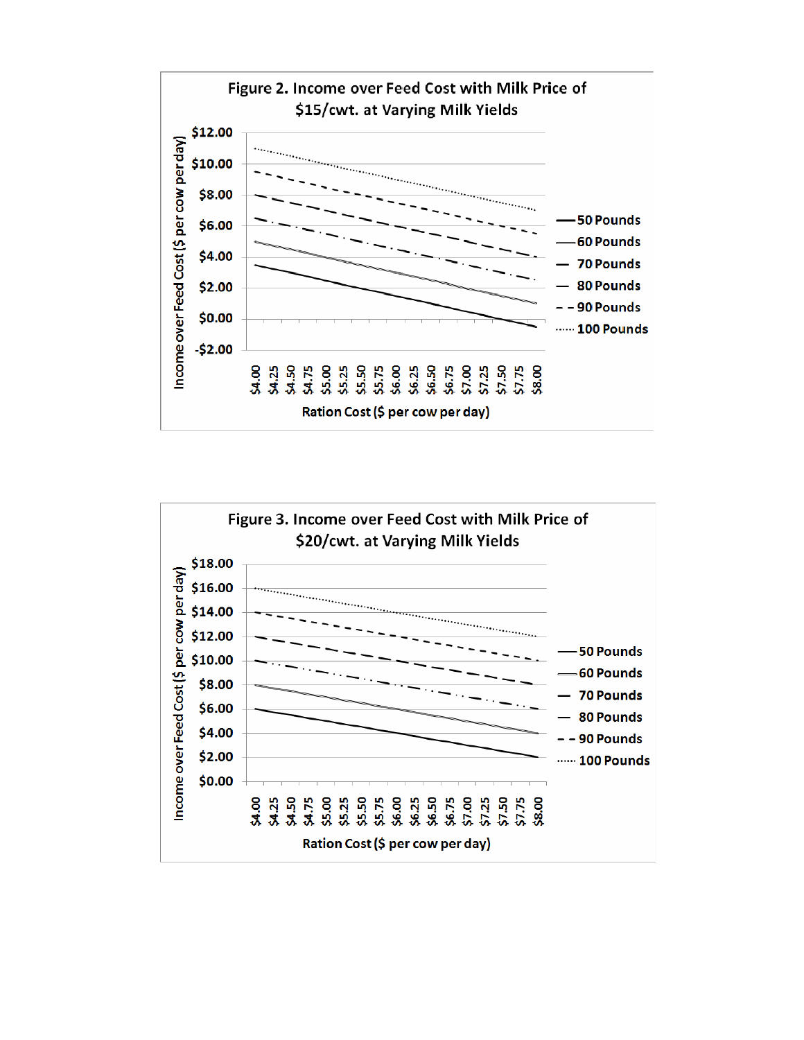**Figure 2. Income over Feed Cost with Milk Price of $15/cwt. at Varying Milk Yields**

**Figure 3. Income over Feed Cost with Milk Price of $20/cwt. at Varying Milk Yields**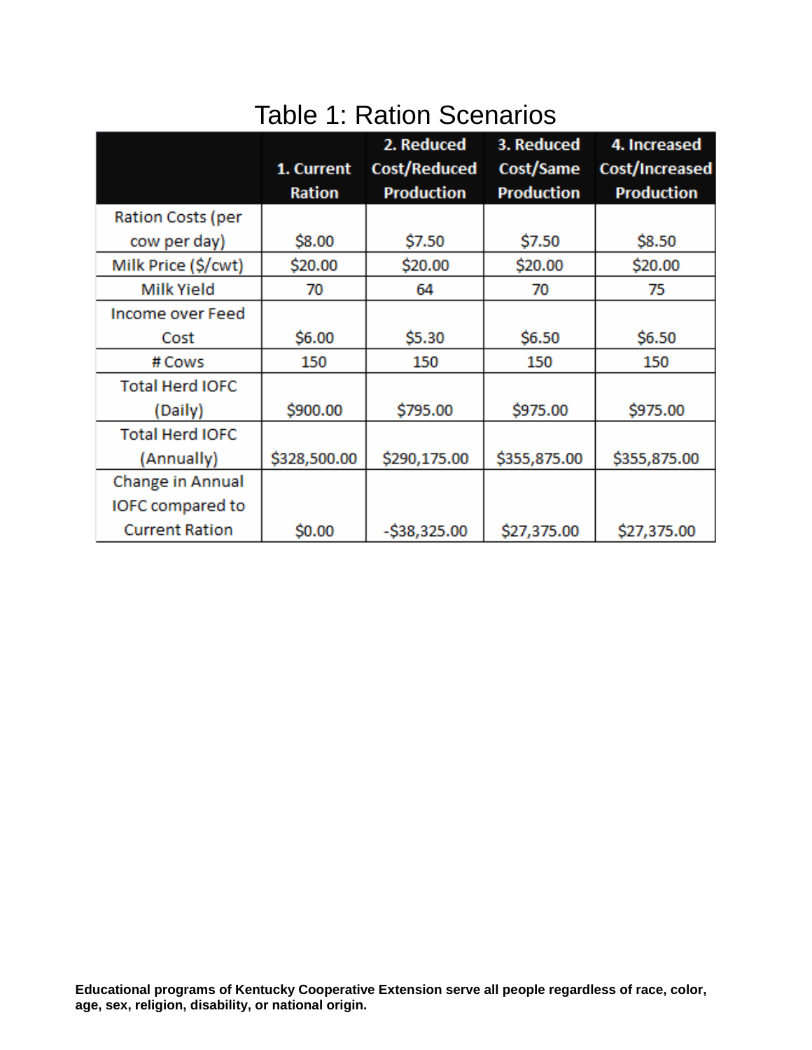# Table 1: Ration Scenarios

| | 1. Current Ration | 2. Reduced Cost/Reduced Production | 3. Reduced Cost/Same Production | 4. Increased Cost/Increased Production |
|---|---|---|---|---|
| Ration Costs (per cow per day) | $8.00 | $7.50 | $7.50 | $8.50 |
| Milk Price ($/cwt) | $20.00 | $20.00 | $20.00 | $20.00 |
| Milk Yield | 70 | 64 | 70 | 75 |
| Income over Feed Cost | $6.00 | $5.30 | $6.50 | $6.50 |
| # Cows | 150 | 150 | 150 | 150 |
| Total Herd IOFC (Daily) | $900.00 | $795.00 | $975.00 | $975.00 |
| Total Herd IOFC (Annually) | $328,500.00 | $290,175.00 | $355,875.00 | $355,875.00 |
| Change in Annual IOFC compared to Current Ration | $0.00 | -$38,325.00 | $27,375.00 | $27,375.00 |

**Educational programs of Kentucky Cooperative Extension serve all people regardless of race, color, age, sex, religion, disability, or national origin.**